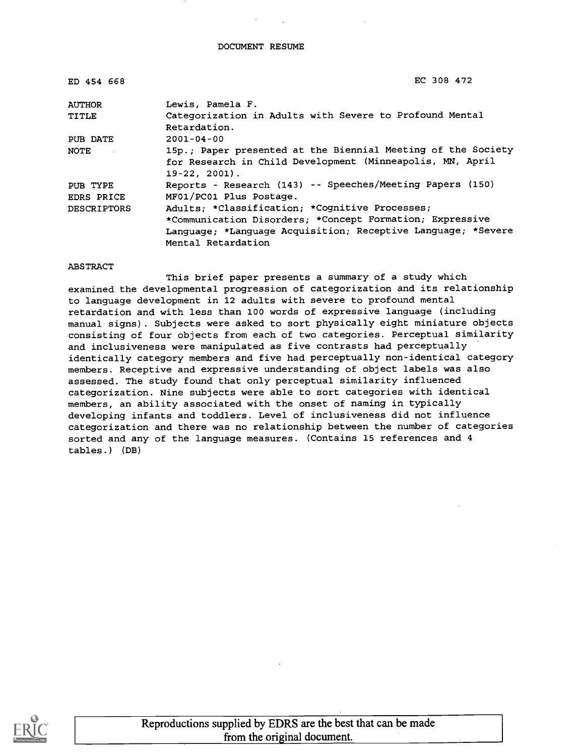DOCUMENT RESUME

ED 454 668 EC 308 472

| | |
|---|---|
| AUTHOR | Lewis, Pamela F. |
| TITLE | Categorization in Adults with Severe to Profound Mental Retardation. |
| PUB DATE | 2001-04-00 |
| NOTE | 15p.; Paper presented at the Biennial Meeting of the Society for Research in Child Development (Minneapolis, MN, April 19-22, 2001). |
| PUB TYPE | Reports - Research (143) -- Speeches/Meeting Papers (150) |
| EDRS PRICE | MF01/PC01 Plus Postage. |
| DESCRIPTORS | Adults; *Classification; *Cognitive Processes; *Communication Disorders; *Concept Formation; Expressive Language; *Language Acquisition; Receptive Language; *Severe Mental Retardation |

ABSTRACT

This brief paper presents a summary of a study which examined the developmental progression of categorization and its relationship to language development in 12 adults with severe to profound mental retardation and with less than 100 words of expressive language (including manual signs). Subjects were asked to sort physically eight miniature objects consisting of four objects from each of two categories. Perceptual similarity and inclusiveness were manipulated as five contrasts had perceptually identically category members and five had perceptually non-identical category members. Receptive and expressive understanding of object labels was also assessed. The study found that only perceptual similarity influenced categorization. Nine subjects were able to sort categories with identical members, an ability associated with the onset of naming in typically developing infants and toddlers. Level of inclusiveness did not influence categorization and there was no relationship between the number of categories sorted and any of the language measures. (Contains 15 references and 4 tables.) (DB)

Reproductions supplied by EDRS are the best that can be made from the original document.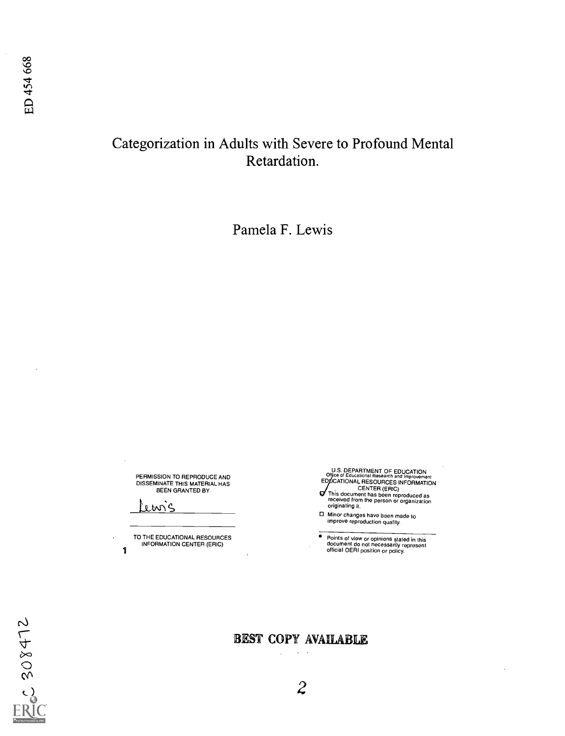ED 454 668

# Categorization in Adults with Severe to Profound Mental Retardation.

Pamela F. Lewis

PERMISSION TO REPRODUCE AND DISSEMINATE THIS MATERIAL HAS BEEN GRANTED BY

Lewis

TO THE EDUCATIONAL RESOURCES INFORMATION CENTER (ERIC)

U.S. DEPARTMENT OF EDUCATION
Office of Educational Research and Improvement
EDUCATIONAL RESOURCES INFORMATION CENTER (ERIC)

- This document has been reproduced as received from the person or organization originating it.
- Minor changes have been made to improve reproduction quality.

- Points of view or opinions stated in this document do not necessarily represent official OERI position or policy.

BEST COPY AVAILABLE

EC 308472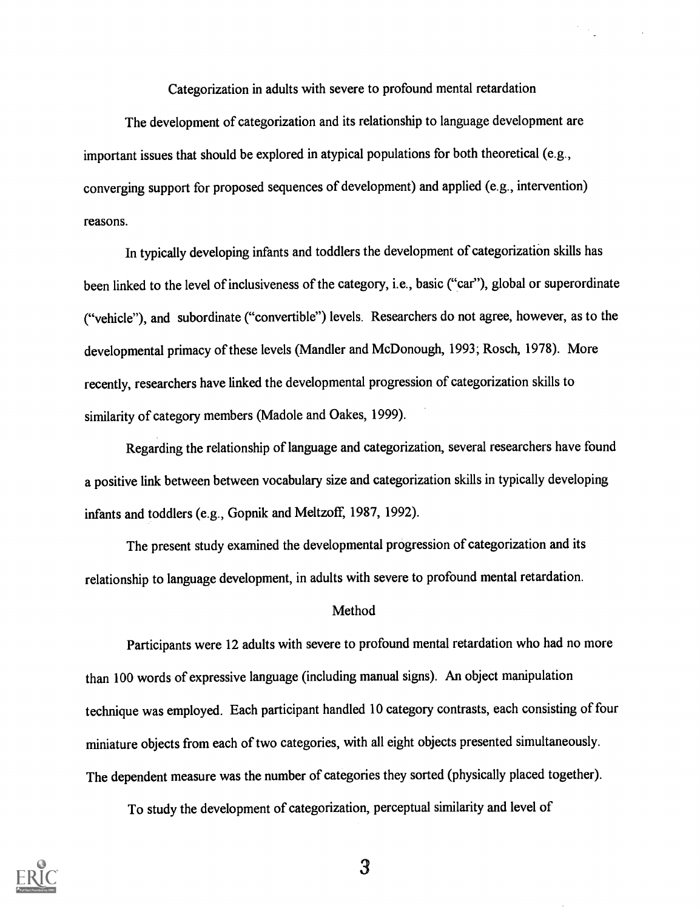# Categorization in adults with severe to profound mental retardation

The development of categorization and its relationship to language development are important issues that should be explored in atypical populations for both theoretical (e.g., converging support for proposed sequences of development) and applied (e.g., intervention) reasons.

In typically developing infants and toddlers the development of categorization skills has been linked to the level of inclusiveness of the category, i.e., basic ("car"), global or superordinate ("vehicle"), and subordinate ("convertible") levels. Researchers do not agree, however, as to the developmental primacy of these levels (Mandler and McDonough, 1993; Rosch, 1978). More recently, researchers have linked the developmental progression of categorization skills to similarity of category members (Madole and Oakes, 1999).

Regarding the relationship of language and categorization, several researchers have found a positive link between between vocabulary size and categorization skills in typically developing infants and toddlers (e.g., Gopnik and Meltzoff, 1987, 1992).

The present study examined the developmental progression of categorization and its relationship to language development, in adults with severe to profound mental retardation.

## Method

Participants were 12 adults with severe to profound mental retardation who had no more than 100 words of expressive language (including manual signs). An object manipulation technique was employed. Each participant handled 10 category contrasts, each consisting of four miniature objects from each of two categories, with all eight objects presented simultaneously. The dependent measure was the number of categories they sorted (physically placed together).

To study the development of categorization, perceptual similarity and level of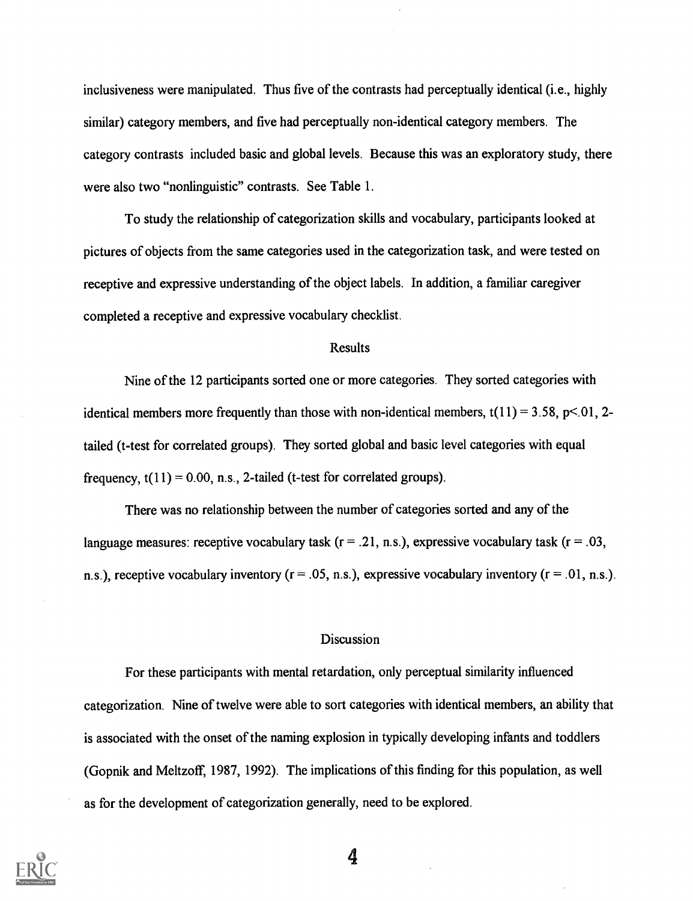inclusiveness were manipulated. Thus five of the contrasts had perceptually identical (i.e., highly similar) category members, and five had perceptually non-identical category members. The category contrasts included basic and global levels. Because this was an exploratory study, there were also two "nonlinguistic" contrasts. See Table 1.

To study the relationship of categorization skills and vocabulary, participants looked at pictures of objects from the same categories used in the categorization task, and were tested on receptive and expressive understanding of the object labels. In addition, a familiar caregiver completed a receptive and expressive vocabulary checklist.

## Results

Nine of the 12 participants sorted one or more categories. They sorted categories with identical members more frequently than those with non-identical members, $t(11) = 3.58$, $p<.01$, 2-tailed (t-test for correlated groups). They sorted global and basic level categories with equal frequency, $t(11) = 0.00$, n.s., 2-tailed (t-test for correlated groups).

There was no relationship between the number of categories sorted and any of the language measures: receptive vocabulary task ($r = .21$, n.s.), expressive vocabulary task ($r = .03$, n.s.), receptive vocabulary inventory ($r = .05$, n.s.), expressive vocabulary inventory ($r = .01$, n.s.).

## Discussion

For these participants with mental retardation, only perceptual similarity influenced categorization. Nine of twelve were able to sort categories with identical members, an ability that is associated with the onset of the naming explosion in typically developing infants and toddlers (Gopnik and Meltzoff, 1987, 1992). The implications of this finding for this population, as well as for the development of categorization generally, need to be explored.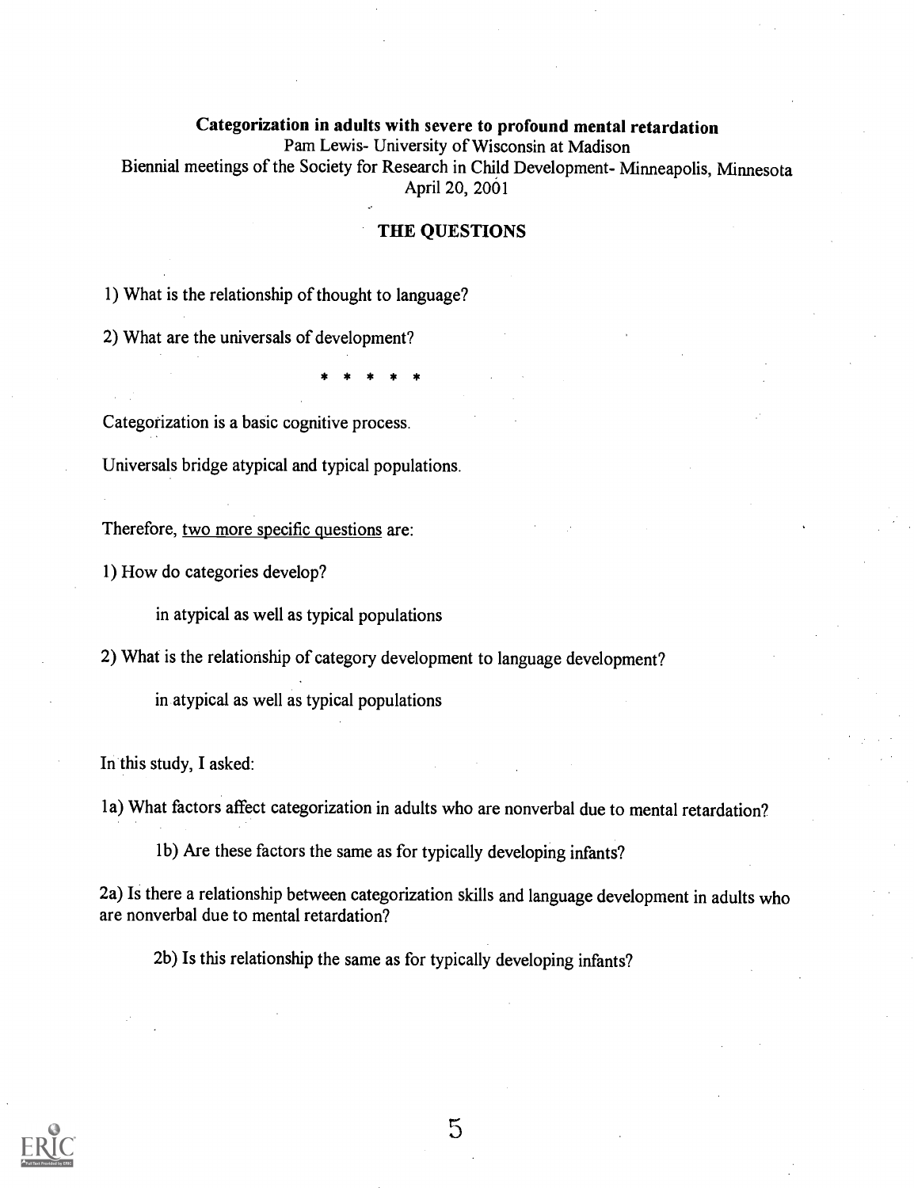# Categorization in adults with severe to profound mental retardation

Pam Lewis- University of Wisconsin at Madison

Biennial meetings of the Society for Research in Child Development- Minneapolis, Minnesota

April 20, 2001

## THE QUESTIONS

1) What is the relationship of thought to language?

2) What are the universals of development?

\* \* \* \* \*

Categorization is a basic cognitive process.

Universals bridge atypical and typical populations.

Therefore, <u>two more specific questions</u> are:

1) How do categories develop?

    in atypical as well as typical populations

2) What is the relationship of category development to language development?

    in atypical as well as typical populations

In this study, I asked:

1a) What factors affect categorization in adults who are nonverbal due to mental retardation?

    1b) Are these factors the same as for typically developing infants?

2a) Is there a relationship between categorization skills and language development in adults who are nonverbal due to mental retardation?

    2b) Is this relationship the same as for typically developing infants?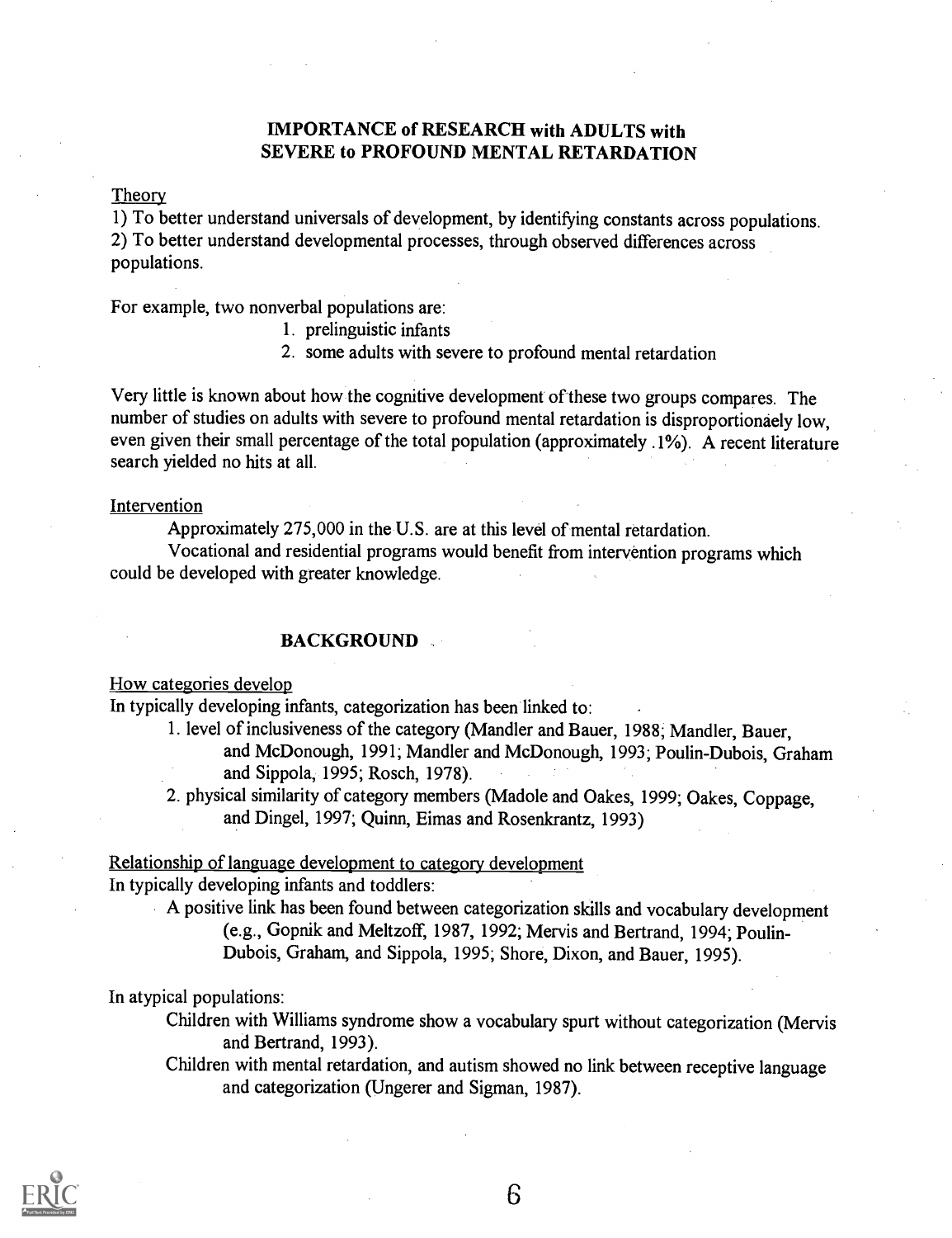## IMPORTANCE of RESEARCH with ADULTS with SEVERE to PROFOUND MENTAL RETARDATION

Theory

1) To better understand universals of development, by identifying constants across populations.
2) To better understand developmental processes, through observed differences across populations.

For example, two nonverbal populations are:

1. prelinguistic infants
2. some adults with severe to profound mental retardation

Very little is known about how the cognitive development of these two groups compares. The number of studies on adults with severe to profound mental retardation is disproportionaely low, even given their small percentage of the total population (approximately .1%). A recent literature search yielded no hits at all.

Intervention

Approximately 275,000 in the U.S. are at this level of mental retardation.

Vocational and residential programs would benefit from intervention programs which could be developed with greater knowledge.

## BACKGROUND

How categories develop

In typically developing infants, categorization has been linked to:

1. level of inclusiveness of the category (Mandler and Bauer, 1988; Mandler, Bauer, and McDonough, 1991; Mandler and McDonough, 1993; Poulin-Dubois, Graham and Sippola, 1995; Rosch, 1978).
2. physical similarity of category members (Madole and Oakes, 1999; Oakes, Coppage, and Dingel, 1997; Quinn, Eimas and Rosenkrantz, 1993)

Relationship of language development to category development

In typically developing infants and toddlers:

A positive link has been found between categorization skills and vocabulary development (e.g., Gopnik and Meltzoff, 1987, 1992; Mervis and Bertrand, 1994; Poulin-Dubois, Graham, and Sippola, 1995; Shore, Dixon, and Bauer, 1995).

In atypical populations:

Children with Williams syndrome show a vocabulary spurt without categorization (Mervis and Bertrand, 1993).

Children with mental retardation, and autism showed no link between receptive language and categorization (Ungerer and Sigman, 1987).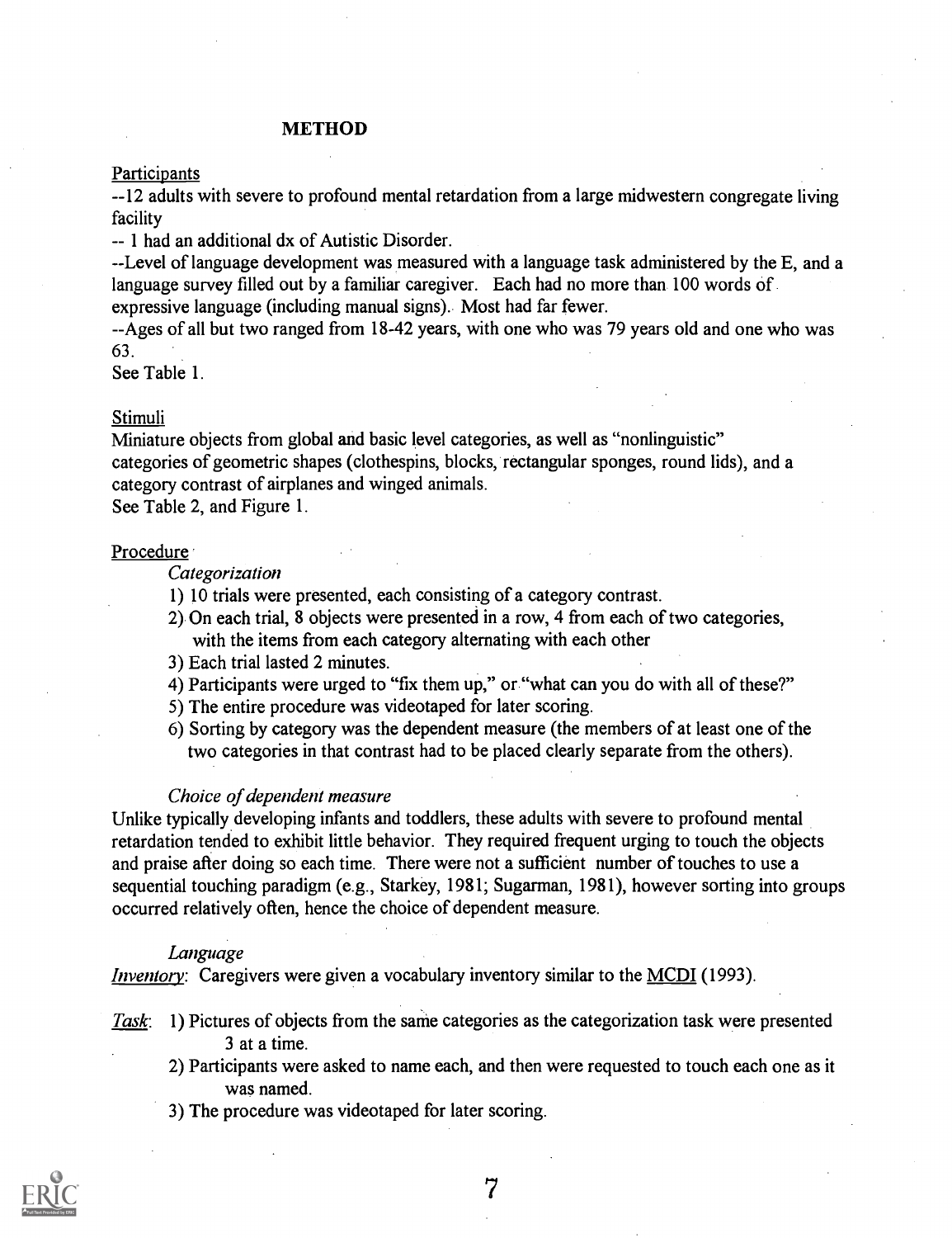## METHOD

Participants

--12 adults with severe to profound mental retardation from a large midwestern congregate living facility

-- 1 had an additional dx of Autistic Disorder.

--Level of language development was measured with a language task administered by the E, and a language survey filled out by a familiar caregiver. Each had no more than 100 words of expressive language (including manual signs). Most had far fewer.

--Ages of all but two ranged from 18-42 years, with one who was 79 years old and one who was 63.

See Table 1.

Stimuli

Miniature objects from global and basic level categories, as well as "nonlinguistic" categories of geometric shapes (clothespins, blocks, rectangular sponges, round lids), and a category contrast of airplanes and winged animals.

See Table 2, and Figure 1.

Procedure

*Categorization*

1) 10 trials were presented, each consisting of a category contrast.
2) On each trial, 8 objects were presented in a row, 4 from each of two categories, with the items from each category alternating with each other
3) Each trial lasted 2 minutes.
4) Participants were urged to "fix them up," or "what can you do with all of these?"
5) The entire procedure was videotaped for later scoring.
6) Sorting by category was the dependent measure (the members of at least one of the two categories in that contrast had to be placed clearly separate from the others).

*Choice of dependent measure*

Unlike typically developing infants and toddlers, these adults with severe to profound mental retardation tended to exhibit little behavior. They required frequent urging to touch the objects and praise after doing so each time. There were not a sufficient number of touches to use a sequential touching paradigm (e.g., Starkey, 1981; Sugarman, 1981), however sorting into groups occurred relatively often, hence the choice of dependent measure.

*Language*

*Inventory*: Caregivers were given a vocabulary inventory similar to the MCDI (1993).

*Task*:
1) Pictures of objects from the same categories as the categorization task were presented 3 at a time.
2) Participants were asked to name each, and then were requested to touch each one as it was named.
3) The procedure was videotaped for later scoring.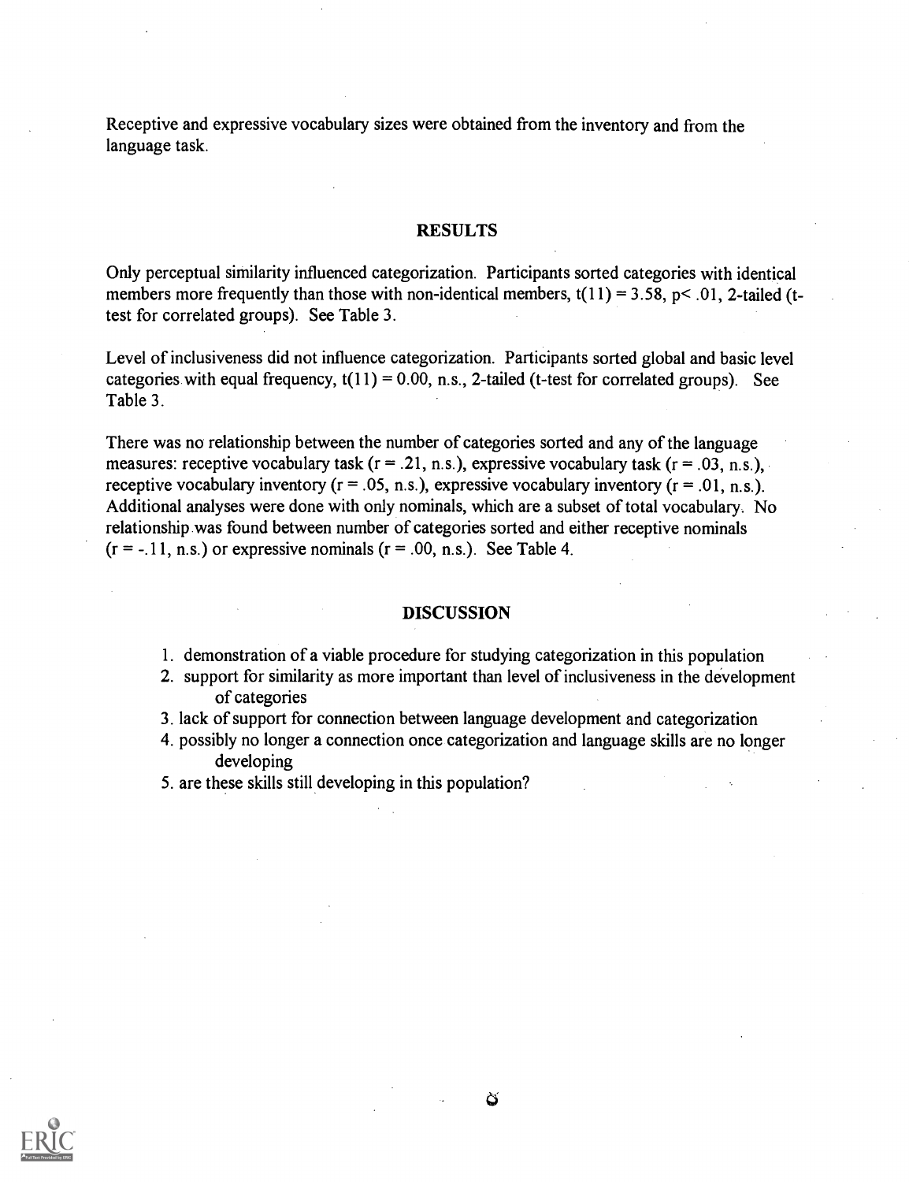Receptive and expressive vocabulary sizes were obtained from the inventory and from the language task.

## RESULTS

Only perceptual similarity influenced categorization. Participants sorted categories with identical members more frequently than those with non-identical members, $t(11) = 3.58$, $p < .01$, 2-tailed (t-test for correlated groups). See Table 3.

Level of inclusiveness did not influence categorization. Participants sorted global and basic level categories with equal frequency, $t(11) = 0.00$, n.s., 2-tailed (t-test for correlated groups). See Table 3.

There was no relationship between the number of categories sorted and any of the language measures: receptive vocabulary task ($r = .21$, n.s.), expressive vocabulary task ($r = .03$, n.s.), receptive vocabulary inventory ($r = .05$, n.s.), expressive vocabulary inventory ($r = .01$, n.s.). Additional analyses were done with only nominals, which are a subset of total vocabulary. No relationship was found between number of categories sorted and either receptive nominals ($r = -.11$, n.s.) or expressive nominals ($r = .00$, n.s.). See Table 4.

## DISCUSSION

1. demonstration of a viable procedure for studying categorization in this population
2. support for similarity as more important than level of inclusiveness in the development of categories
3. lack of support for connection between language development and categorization
4. possibly no longer a connection once categorization and language skills are no longer developing
5. are these skills still developing in this population?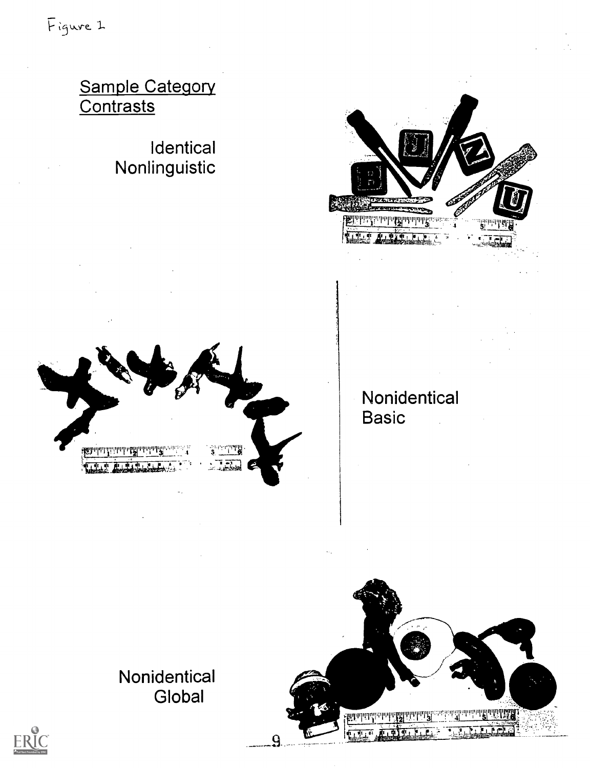Figure 1

## Sample Category Contrasts

Identical Nonlinguistic

Nonidentical Basic

Nonidentical Global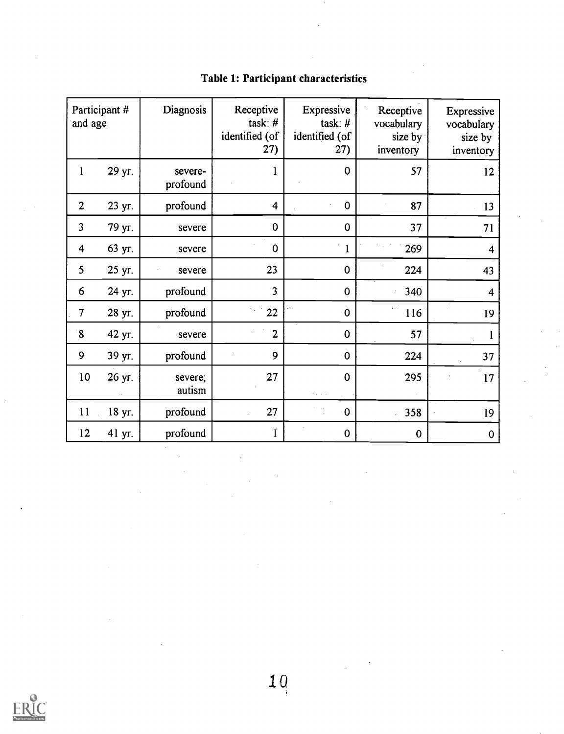**Table 1: Participant characteristics**

| Participant # and age | Diagnosis | Receptive task: # identified (of 27) | Expressive task: # identified (of 27) | Receptive vocabulary size by inventory | Expressive vocabulary size by inventory |
|---|---|---|---|---|---|
| 1 29 yr. | severe-profound | 1 | 0 | 57 | 12 |
| 2 23 yr. | profound | 4 | 0 | 87 | 13 |
| 3 79 yr. | severe | 0 | 0 | 37 | 71 |
| 4 63 yr. | severe | 0 | 1 | 269 | 4 |
| 5 25 yr. | severe | 23 | 0 | 224 | 43 |
| 6 24 yr. | profound | 3 | 0 | 340 | 4 |
| 7 28 yr. | profound | 22 | 0 | 116 | 19 |
| 8 42 yr. | severe | 2 | 0 | 57 | 1 |
| 9 39 yr. | profound | 9 | 0 | 224 | 37 |
| 10 26 yr. | severe; autism | 27 | 0 | 295 | 17 |
| 11 18 yr. | profound | 27 | 0 | 358 | 19 |
| 12 41 yr. | profound | 1 | 0 | 0 | 0 |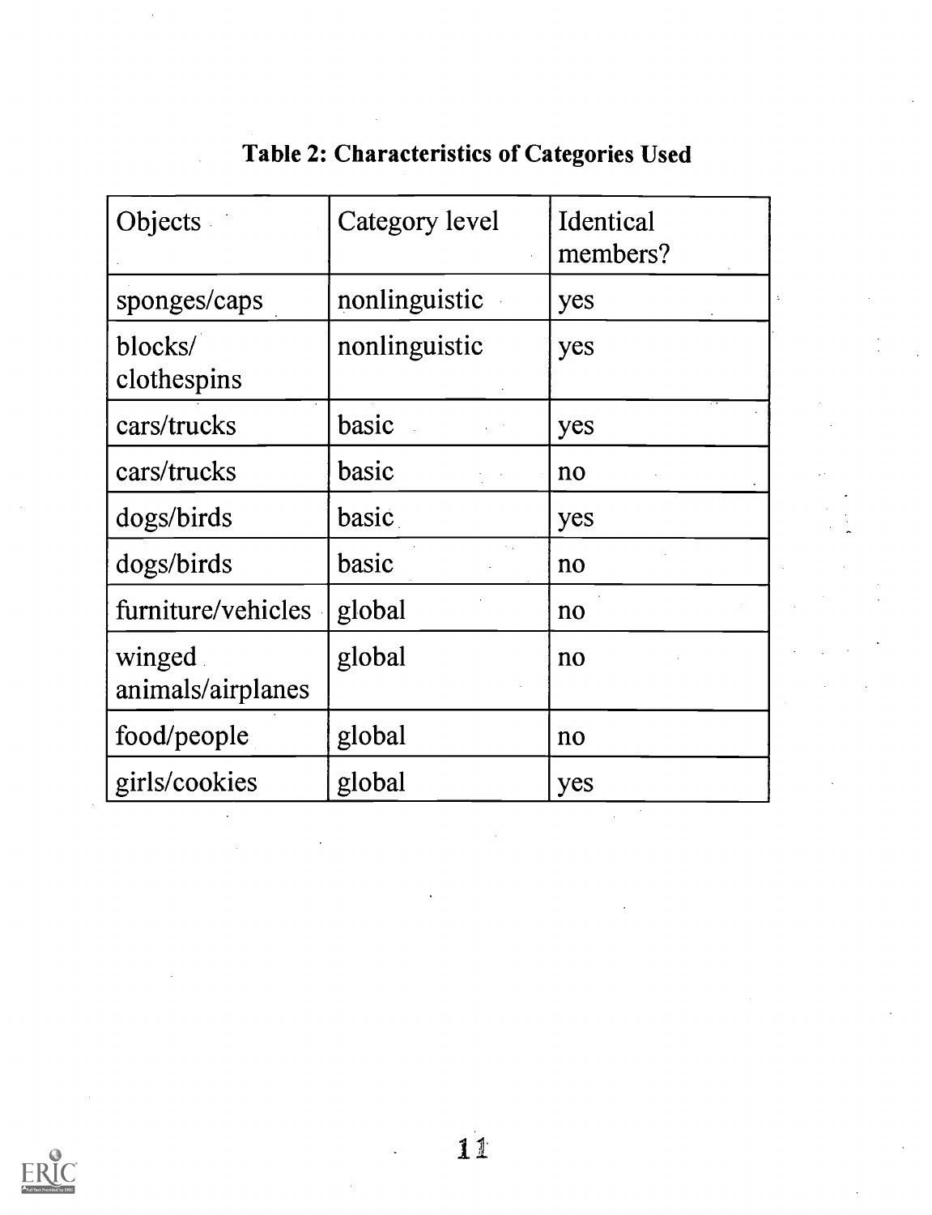**Table 2: Characteristics of Categories Used**

| Objects | Category level | Identical members? |
| --- | --- | --- |
| sponges/caps | nonlinguistic | yes |
| blocks/ clothespins | nonlinguistic | yes |
| cars/trucks | basic | yes |
| cars/trucks | basic | no |
| dogs/birds | basic | yes |
| dogs/birds | basic | no |
| furniture/vehicles | global | no |
| winged animals/airplanes | global | no |
| food/people | global | no |
| girls/cookies | global | yes |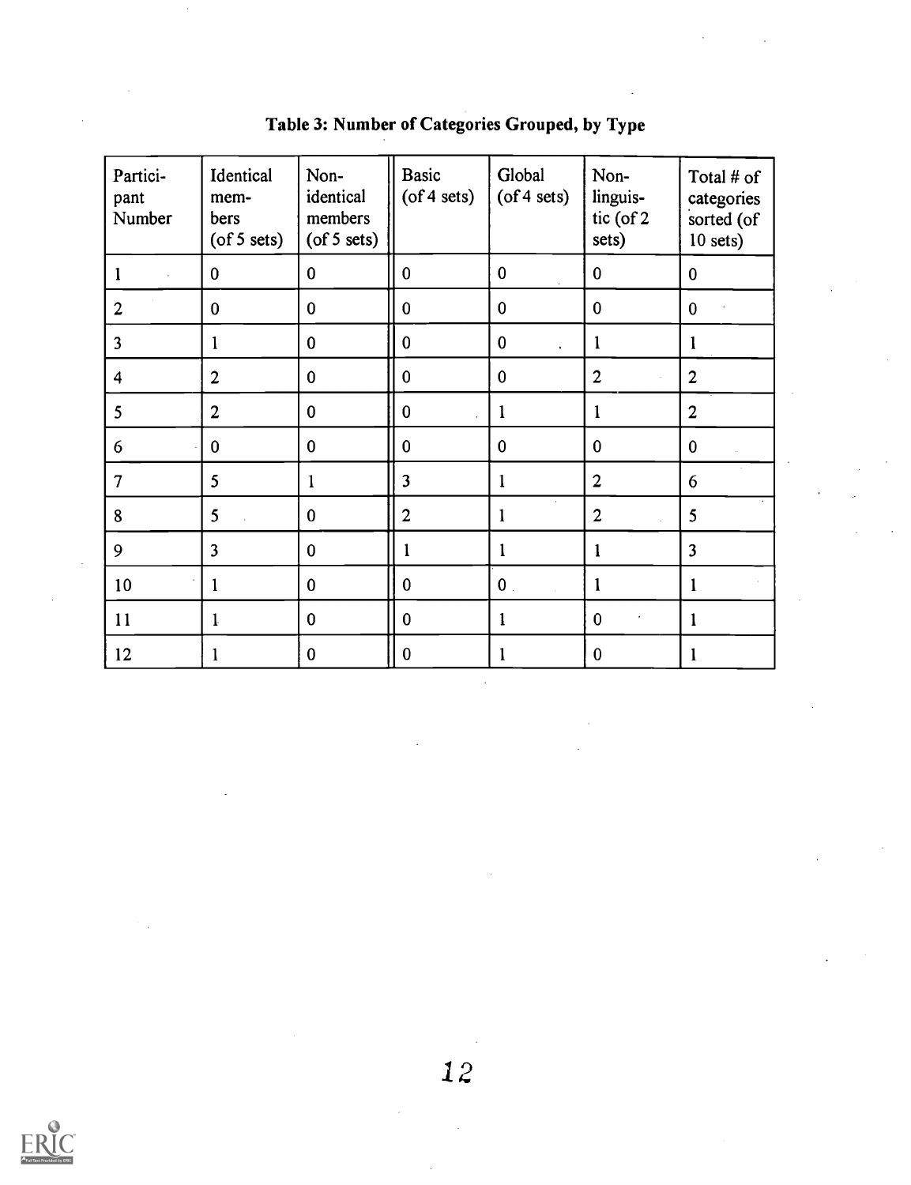**Table 3: Number of Categories Grouped, by Type**

| Partici-pant Number | Identical mem-bers (of 5 sets) | Non-identical members (of 5 sets) | Basic (of 4 sets) | Global (of 4 sets) | Non-linguis-tic (of 2 sets) | Total # of categories sorted (of 10 sets) |
|---|---|---|---|---|---|---|
| 1 | 0 | 0 | 0 | 0 | 0 | 0 |
| 2 | 0 | 0 | 0 | 0 | 0 | 0 |
| 3 | 1 | 0 | 0 | 0 | 1 | 1 |
| 4 | 2 | 0 | 0 | 0 | 2 | 2 |
| 5 | 2 | 0 | 0 | 1 | 1 | 2 |
| 6 | 0 | 0 | 0 | 0 | 0 | 0 |
| 7 | 5 | 1 | 3 | 1 | 2 | 6 |
| 8 | 5 | 0 | 2 | 1 | 2 | 5 |
| 9 | 3 | 0 | 1 | 1 | 1 | 3 |
| 10 | 1 | 0 | 0 | 0 | 1 | 1 |
| 11 | 1 | 0 | 0 | 1 | 0 | 1 |
| 12 | 1 | 0 | 0 | 1 | 0 | 1 |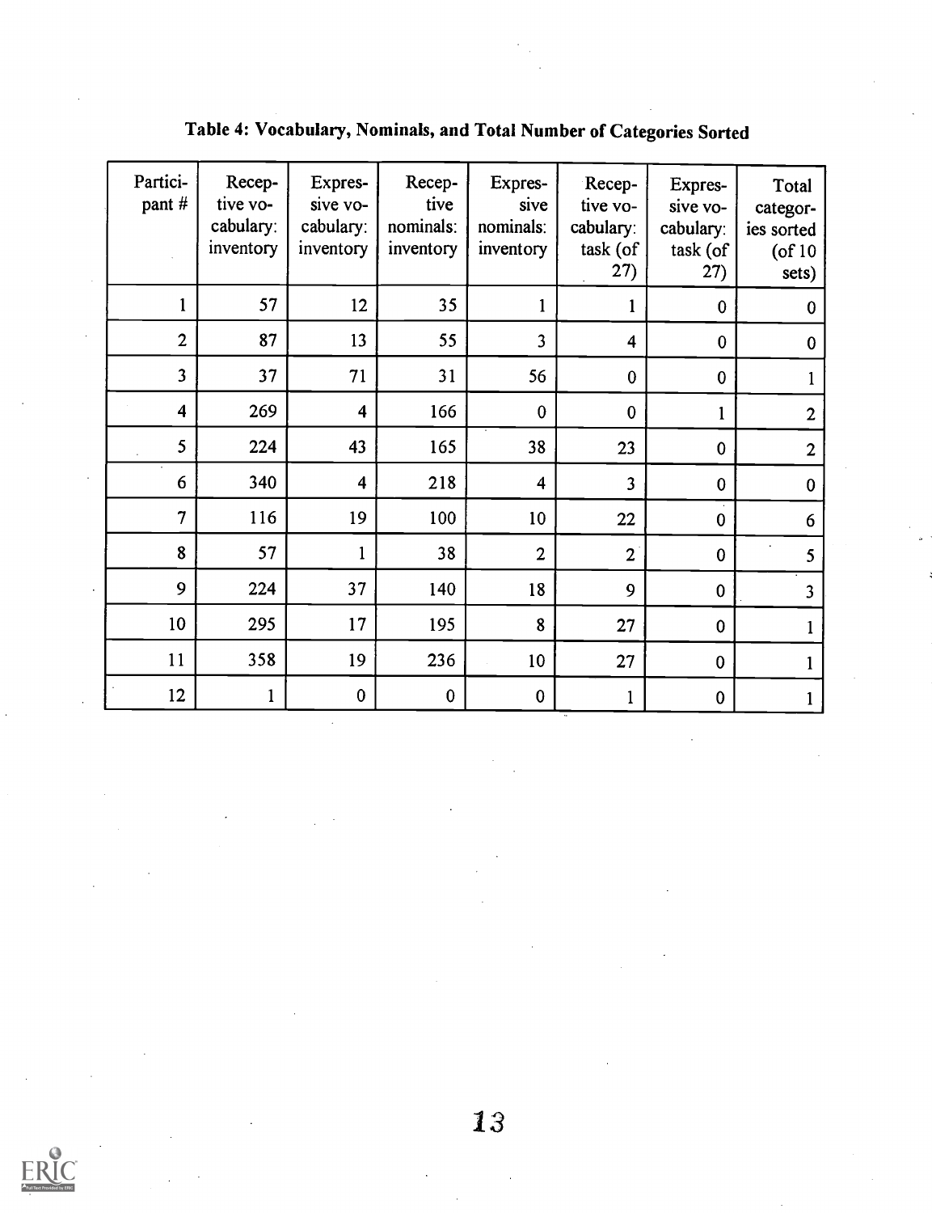## Table 4: Vocabulary, Nominals, and Total Number of Categories Sorted

| Participant # | Receptive vocabulary: inventory | Expressive vocabulary: inventory | Receptive nominals: inventory | Expressive nominals: inventory | Receptive vocabulary: task (of 27) | Expressive vocabulary: task (of 27) | Total categories sorted (of 10 sets) |
|---|---|---|---|---|---|---|---|
| 1 | 57 | 12 | 35 | 1 | 1 | 0 | 0 |
| 2 | 87 | 13 | 55 | 3 | 4 | 0 | 0 |
| 3 | 37 | 71 | 31 | 56 | 0 | 0 | 1 |
| 4 | 269 | 4 | 166 | 0 | 0 | 1 | 2 |
| 5 | 224 | 43 | 165 | 38 | 23 | 0 | 2 |
| 6 | 340 | 4 | 218 | 4 | 3 | 0 | 0 |
| 7 | 116 | 19 | 100 | 10 | 22 | 0 | 6 |
| 8 | 57 | 1 | 38 | 2 | 2 | 0 | 5 |
| 9 | 224 | 37 | 140 | 18 | 9 | 0 | 3 |
| 10 | 295 | 17 | 195 | 8 | 27 | 0 | 1 |
| 11 | 358 | 19 | 236 | 10 | 27 | 0 | 1 |
| 12 | 1 | 0 | 0 | 0 | 1 | 0 | 1 |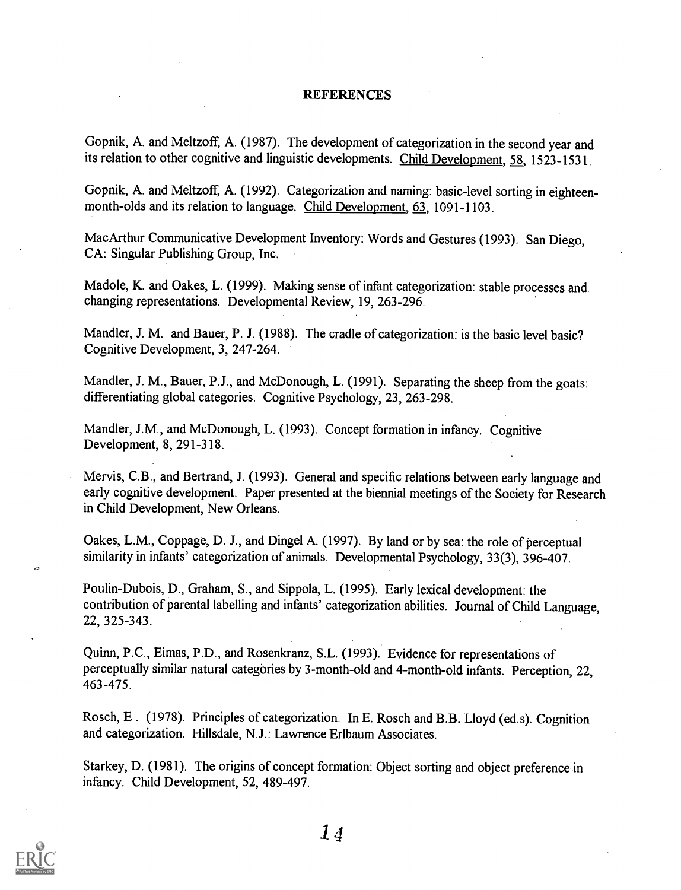## REFERENCES

Gopnik, A. and Meltzoff, A. (1987). The development of categorization in the second year and its relation to other cognitive and linguistic developments. Child Development, 58, 1523-1531.

Gopnik, A. and Meltzoff, A. (1992). Categorization and naming: basic-level sorting in eighteen-month-olds and its relation to language. Child Development, 63, 1091-1103.

MacArthur Communicative Development Inventory: Words and Gestures (1993). San Diego, CA: Singular Publishing Group, Inc.

Madole, K. and Oakes, L. (1999). Making sense of infant categorization: stable processes and changing representations. Developmental Review, 19, 263-296.

Mandler, J. M. and Bauer, P. J. (1988). The cradle of categorization: is the basic level basic? Cognitive Development, 3, 247-264.

Mandler, J. M., Bauer, P.J., and McDonough, L. (1991). Separating the sheep from the goats: differentiating global categories. Cognitive Psychology, 23, 263-298.

Mandler, J.M., and McDonough, L. (1993). Concept formation in infancy. Cognitive Development, 8, 291-318.

Mervis, C.B., and Bertrand, J. (1993). General and specific relations between early language and early cognitive development. Paper presented at the biennial meetings of the Society for Research in Child Development, New Orleans.

Oakes, L.M., Coppage, D. J., and Dingel A. (1997). By land or by sea: the role of perceptual similarity in infants' categorization of animals. Developmental Psychology, 33(3), 396-407.

Poulin-Dubois, D., Graham, S., and Sippola, L. (1995). Early lexical development: the contribution of parental labelling and infants' categorization abilities. Journal of Child Language, 22, 325-343.

Quinn, P.C., Eimas, P.D., and Rosenkranz, S.L. (1993). Evidence for representations of perceptually similar natural categories by 3-month-old and 4-month-old infants. Perception, 22, 463-475.

Rosch, E . (1978). Principles of categorization. In E. Rosch and B.B. Lloyd (ed.s). Cognition and categorization. Hillsdale, N.J.: Lawrence Erlbaum Associates.

Starkey, D. (1981). The origins of concept formation: Object sorting and object preference in infancy. Child Development, 52, 489-497.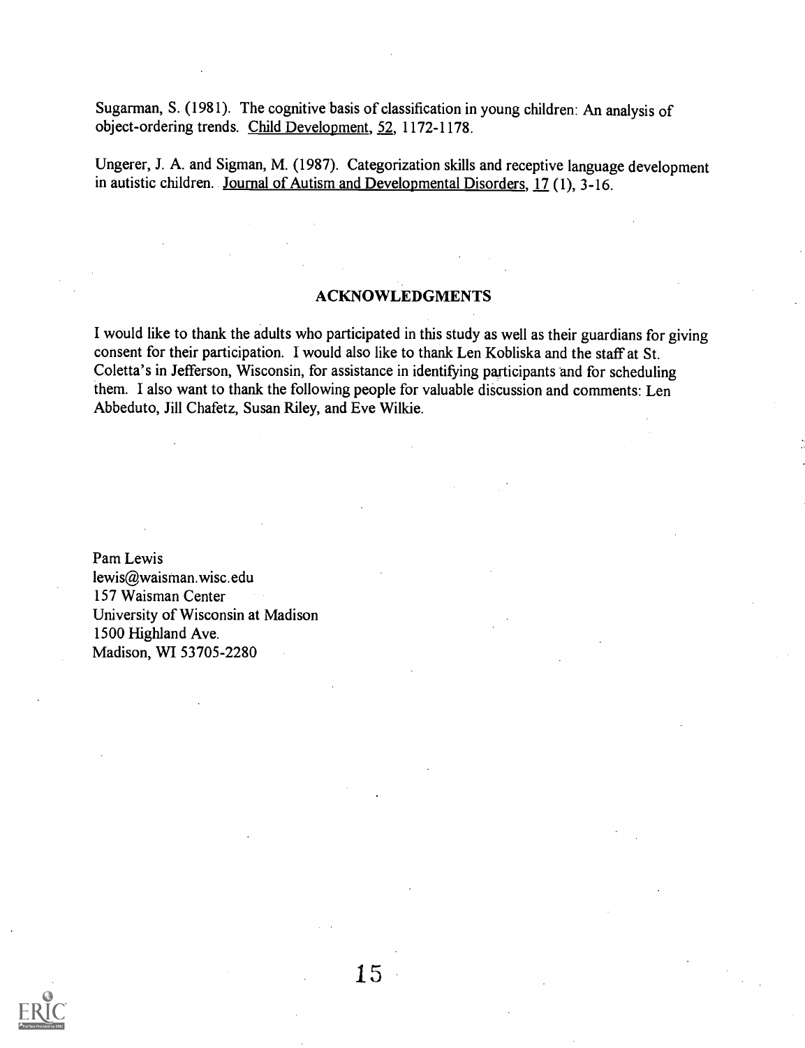Sugarman, S. (1981). The cognitive basis of classification in young children: An analysis of object-ordering trends. Child Development, 52, 1172-1178.

Ungerer, J. A. and Sigman, M. (1987). Categorization skills and receptive language development in autistic children. Journal of Autism and Developmental Disorders, 17 (1), 3-16.

## ACKNOWLEDGMENTS

I would like to thank the adults who participated in this study as well as their guardians for giving consent for their participation. I would also like to thank Len Kobliska and the staff at St. Coletta's in Jefferson, Wisconsin, for assistance in identifying participants and for scheduling them. I also want to thank the following people for valuable discussion and comments: Len Abbeduto, Jill Chafetz, Susan Riley, and Eve Wilkie.

Pam Lewis
lewis@waisman.wisc.edu
157 Waisman Center
University of Wisconsin at Madison
1500 Highland Ave.
Madison, WI 53705-2280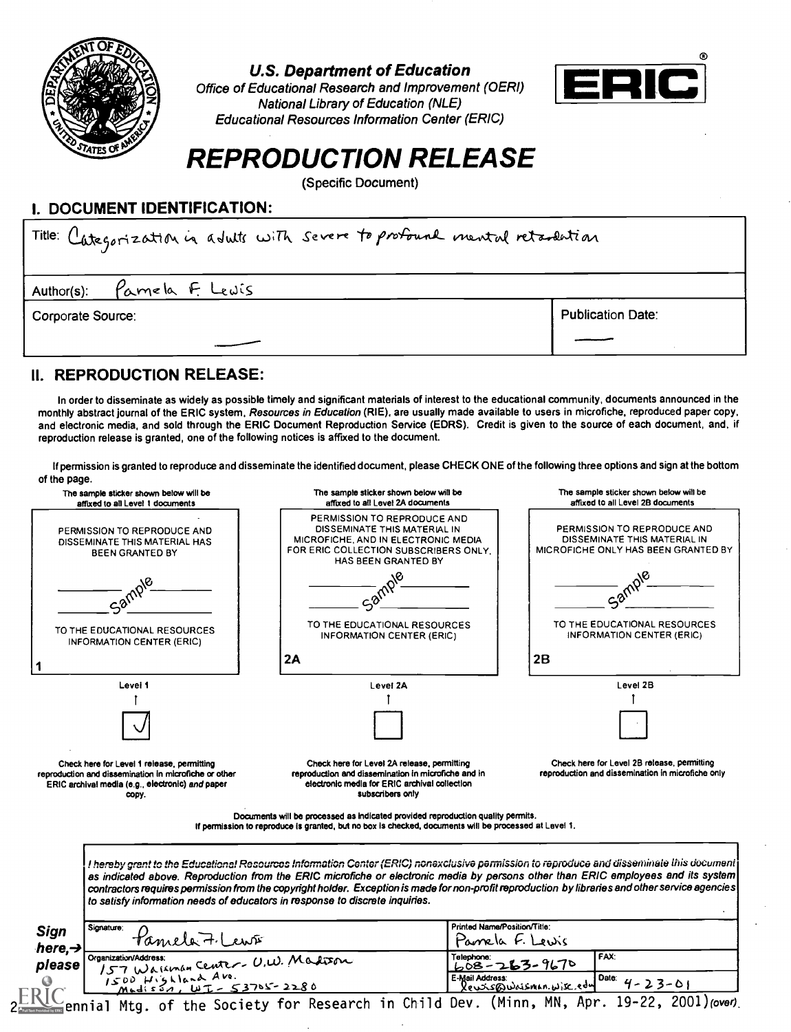**U.S. Department of Education**
Office of Educational Research and Improvement (OERI)
National Library of Education (NLE)
Educational Resources Information Center (ERIC)

ERIC®

# REPRODUCTION RELEASE

(Specific Document)

## I. DOCUMENT IDENTIFICATION:

| | |
|---|---|
| Title: Categorization in adults with severe to profound mental retardation | |
| Author(s): Pamela F. Lewis | |
| Corporate Source: — | Publication Date: — |

## II. REPRODUCTION RELEASE:

In order to disseminate as widely as possible timely and significant materials of interest to the educational community, documents announced in the monthly abstract journal of the ERIC system, *Resources in Education* (RIE), are usually made available to users in microfiche, reproduced paper copy, and electronic media, and sold through the ERIC Document Reproduction Service (EDRS). Credit is given to the source of each document, and, if reproduction release is granted, one of the following notices is affixed to the document.

If permission is granted to reproduce and disseminate the identified document, please CHECK ONE of the following three options and sign at the bottom of the page.

| The sample sticker shown below will be affixed to all Level 1 documents | The sample sticker shown below will be affixed to all Level 2A documents | The sample sticker shown below will be affixed to all Level 2B documents |
|---|---|---|
| PERMISSION TO REPRODUCE AND DISSEMINATE THIS MATERIAL HAS BEEN GRANTED BY<br>Sample<br>TO THE EDUCATIONAL RESOURCES INFORMATION CENTER (ERIC)<br>1 | PERMISSION TO REPRODUCE AND DISSEMINATE THIS MATERIAL IN MICROFICHE, AND IN ELECTRONIC MEDIA FOR ERIC COLLECTION SUBSCRIBERS ONLY, HAS BEEN GRANTED BY<br>Sample<br>TO THE EDUCATIONAL RESOURCES INFORMATION CENTER (ERIC)<br>2A | PERMISSION TO REPRODUCE AND DISSEMINATE THIS MATERIAL IN MICROFICHE ONLY HAS BEEN GRANTED BY<br>Sample<br>TO THE EDUCATIONAL RESOURCES INFORMATION CENTER (ERIC)<br>2B |
| Level 1 | Level 2A | Level 2B |
| ☑ | ☐ | ☐ |
| Check here for Level 1 release, permitting reproduction and dissemination in microfiche or other ERIC archival media (e.g., electronic) *and* paper copy. | Check here for Level 2A release, permitting reproduction and dissemination in microfiche and in electronic media for ERIC archival collection subscribers only | Check here for Level 2B release, permitting reproduction and dissemination in microfiche only |

Documents will be processed as indicated provided reproduction quality permits.
If permission to reproduce is granted, but no box is checked, documents will be processed at Level 1.

*I hereby grant to the Educational Resources Information Center (ERIC) nonexclusive permission to reproduce and disseminate this document as indicated above. Reproduction from the ERIC microfiche or electronic media by persons other than ERIC employees and its system contractors requires permission from the copyright holder. Exception is made for non-profit reproduction by libraries and other service agencies to satisfy information needs of educators in response to discrete inquiries.*

**Sign here,→ please**

| | | |
|---|---|---|
| Signature: Pamela F. Lewis | Printed Name/Position/Title: Pamela F. Lewis | |
| Organization/Address: 157 Waisman Center - U.W. Madison, 1500 Highland Ave. Madison, WI - 53705-2280 | Telephone: 608-263-9670 | FAX: |
| | E-Mail Address: lewis@waisman.wisc.edu | Date: 4-23-01 |

Biennial Mtg. of the Society for Research in Child Dev. (Minn, MN, Apr. 19-22, 2001) (over)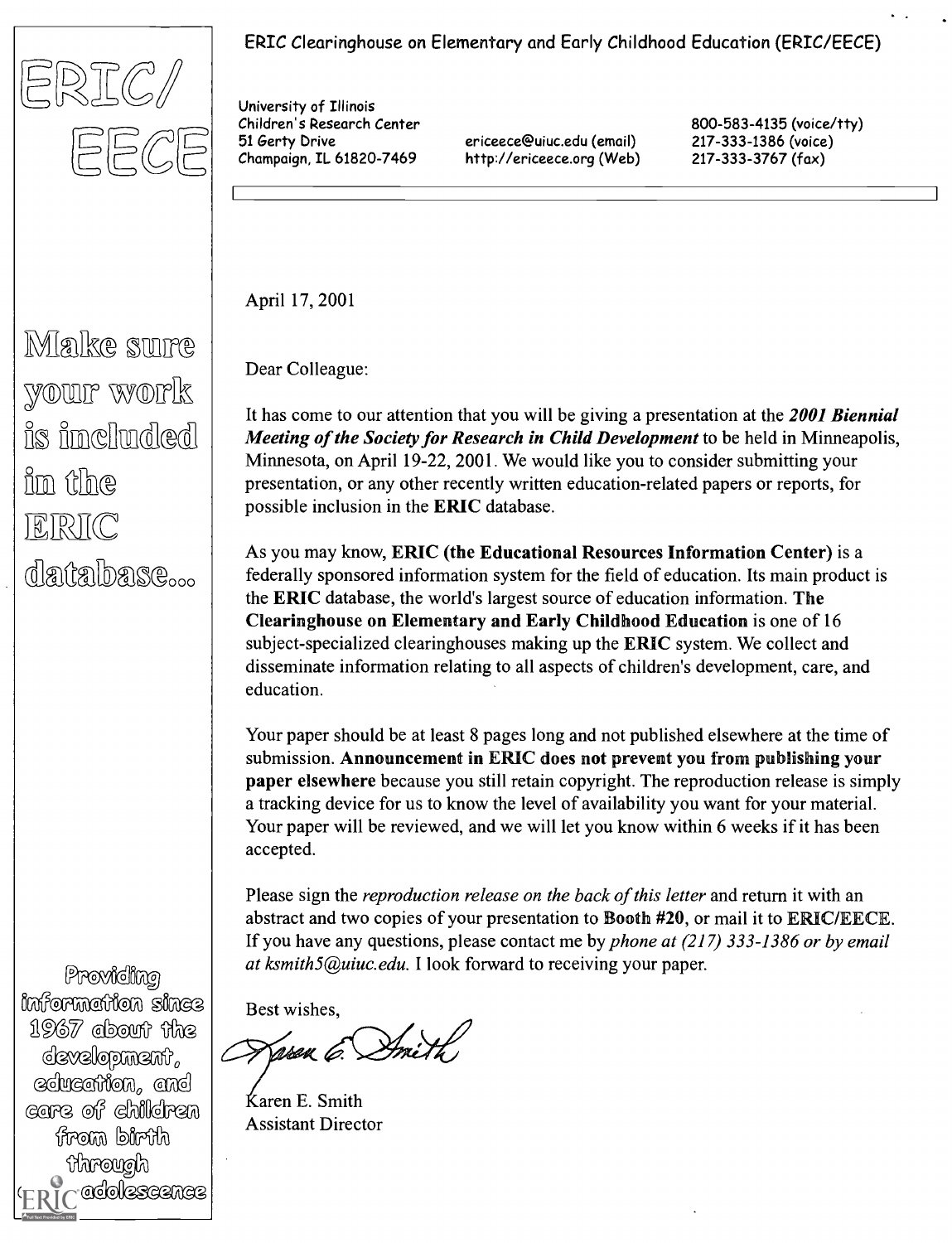ERIC/ EECE

Make sure your work is included in the ERIC database...

ERIC Clearinghouse on Elementary and Early Childhood Education (ERIC/EECE)

University of Illinois
Children's Research Center
51 Gerty Drive
Champaign, IL 61820-7469

ericeece@uiuc.edu (email)
http://ericeece.org (Web)

800-583-4135 (voice/tty)
217-333-1386 (voice)
217-333-3767 (fax)

April 17, 2001

Dear Colleague:

It has come to our attention that you will be giving a presentation at the ***2001 Biennial Meeting of the Society for Research in Child Development*** to be held in Minneapolis, Minnesota, on April 19-22, 2001. We would like you to consider submitting your presentation, or any other recently written education-related papers or reports, for possible inclusion in the **ERIC** database.

As you may know, **ERIC (the Educational Resources Information Center)** is a federally sponsored information system for the field of education. Its main product is the **ERIC** database, the world's largest source of education information. **The Clearinghouse on Elementary and Early Childhood Education** is one of 16 subject-specialized clearinghouses making up the **ERIC** system. We collect and disseminate information relating to all aspects of children's development, care, and education.

Your paper should be at least 8 pages long and not published elsewhere at the time of submission. **Announcement in ERIC does not prevent you from publishing your paper elsewhere** because you still retain copyright. The reproduction release is simply a tracking device for us to know the level of availability you want for your material. Your paper will be reviewed, and we will let you know within 6 weeks if it has been accepted.

Please sign the *reproduction release on the back of this letter* and return it with an abstract and two copies of your presentation to **Booth #20**, or mail it to **ERIC/EECE**. If you have any questions, please contact me by *phone at (217) 333-1386 or by email at ksmith5@uiuc.edu.* I look forward to receiving your paper.

Best wishes,

Karen E. Smith
Assistant Director

Providing information since 1967 about the development, education, and care of children from birth through adolescence